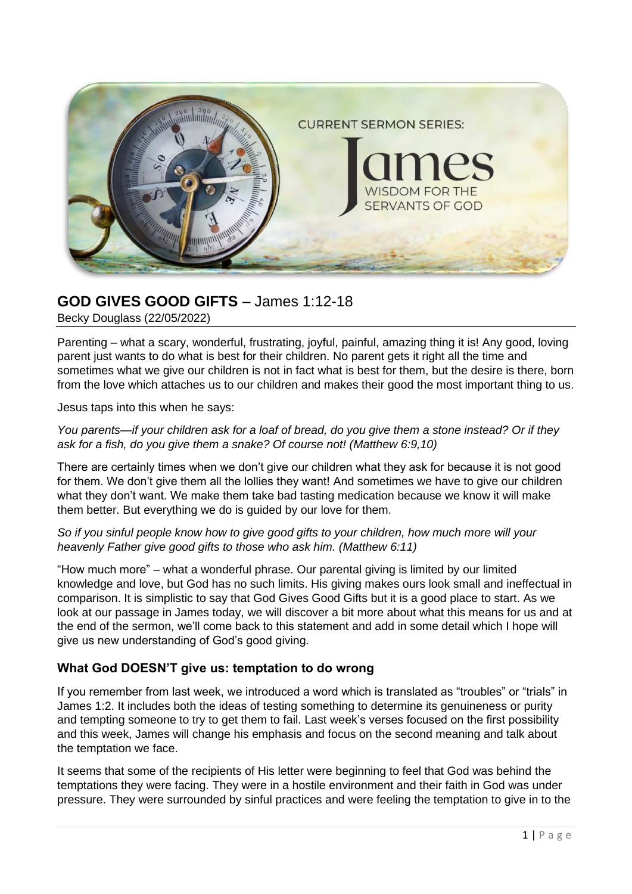# GOD GIVES GOOD GIFTS – James 1:12-18

Becky Douglass (22/05/2022)

Parenting – what a scary, wonderful, frustrating, joyful, painful, amazing thing it is! Any good, loving parent just wants to do what is best for their children. No parent gets it right all the time and sometimes what we give our children is not in fact what is best for them, but the desire is there, born from the love which attaches us to our children and makes their good the most important thing to us.

Jesus taps into this when he says:

*You parents—if your children ask for a loaf of bread, do you give them a stone instead? Or if they ask for a fish, do you give them a snake? Of course not! (Matthew 6:9,10)*

There are certainly times when we don't give our children what they ask for because it is not good for them. We don't give them all the lollies they want! And sometimes we have to give our children what they don't want. We make them take bad tasting medication because we know it will make them better. But everything we do is guided by our love for them.

*So if you sinful people know how to give good gifts to your children, how much more will your heavenly Father give good gifts to those who ask him. (Matthew 6:11)*

"How much more" – what a wonderful phrase. Our parental giving is limited by our limited knowledge and love, but God has no such limits. His giving makes ours look small and ineffectual in comparison. It is simplistic to say that God Gives Good Gifts but it is a good place to start. As we look at our passage in James today, we will discover a bit more about what this means for us and at the end of the sermon, we'll come back to this statement and add in some detail which I hope will give us new understanding of God's good giving.

## What God DOESN'T give us: temptation to do wrong

If you remember from last week, we introduced a word which is translated as "troubles" or "trials" in James 1:2. It includes both the ideas of testing something to determine its genuineness or purity and tempting someone to try to get them to fail. Last week's verses focused on the first possibility and this week, James will change his emphasis and focus on the second meaning and talk about the temptation we face.

It seems that some of the recipients of His letter were beginning to feel that God was behind the temptations they were facing. They were in a hostile environment and their faith in God was under pressure. They were surrounded by sinful practices and were feeling the temptation to give in to the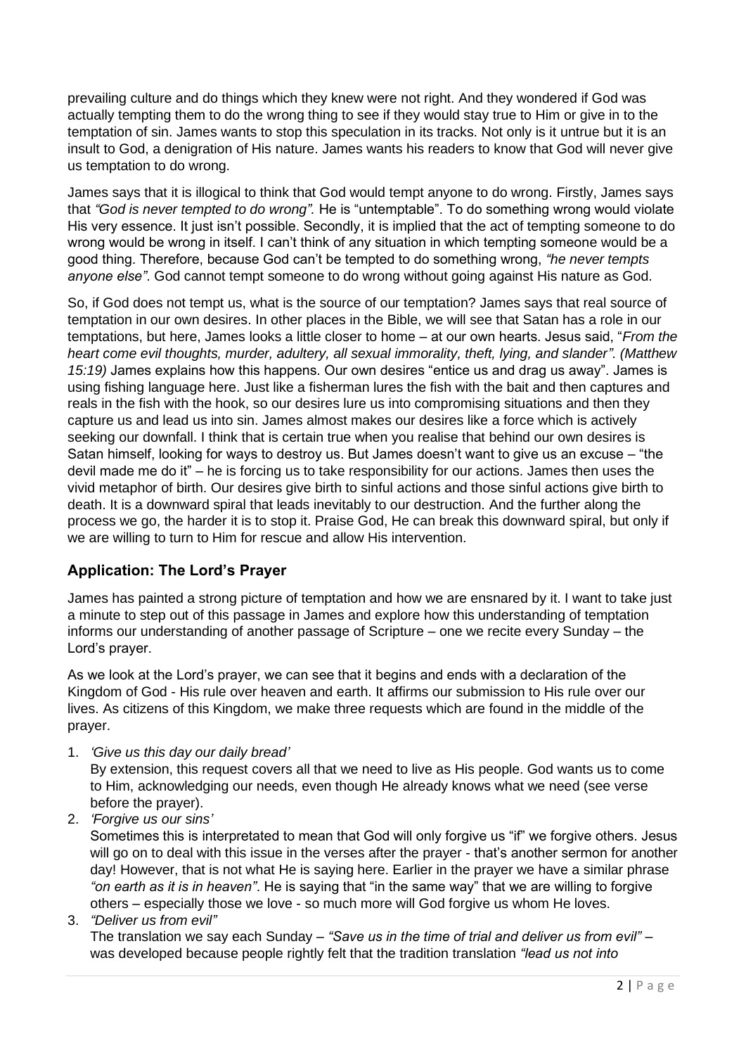prevailing culture and do things which they knew were not right. And they wondered if God was actually tempting them to do the wrong thing to see if they would stay true to Him or give in to the temptation of sin. James wants to stop this speculation in its tracks. Not only is it untrue but it is an insult to God, a denigration of His nature. James wants his readers to know that God will never give us temptation to do wrong.

James says that it is illogical to think that God would tempt anyone to do wrong. Firstly, James says that *"God is never tempted to do wrong".* He is "untemptable". To do something wrong would violate His very essence. It just isn't possible. Secondly, it is implied that the act of tempting someone to do wrong would be wrong in itself. I can't think of any situation in which tempting someone would be a good thing. Therefore, because God can't be tempted to do something wrong, *"he never tempts anyone else"*. God cannot tempt someone to do wrong without going against His nature as God.

So, if God does not tempt us, what is the source of our temptation? James says that real source of temptation in our own desires. In other places in the Bible, we will see that Satan has a role in our temptations, but here, James looks a little closer to home – at our own hearts. Jesus said, "*From the heart come evil thoughts, murder, adultery, all sexual immorality, theft, lying, and slander". (Matthew 15:19)* James explains how this happens. Our own desires "entice us and drag us away". James is using fishing language here. Just like a fisherman lures the fish with the bait and then captures and reals in the fish with the hook, so our desires lure us into compromising situations and then they capture us and lead us into sin. James almost makes our desires like a force which is actively seeking our downfall. I think that is certain true when you realise that behind our own desires is Satan himself, looking for ways to destroy us. But James doesn't want to give us an excuse – "the devil made me do it" – he is forcing us to take responsibility for our actions. James then uses the vivid metaphor of birth. Our desires give birth to sinful actions and those sinful actions give birth to death. It is a downward spiral that leads inevitably to our destruction. And the further along the process we go, the harder it is to stop it. Praise God, He can break this downward spiral, but only if we are willing to turn to Him for rescue and allow His intervention.

## Application: The Lord's Prayer

James has painted a strong picture of temptation and how we are ensnared by it. I want to take just a minute to step out of this passage in James and explore how this understanding of temptation informs our understanding of another passage of Scripture – one we recite every Sunday – the Lord's prayer.

As we look at the Lord's prayer, we can see that it begins and ends with a declaration of the Kingdom of God - His rule over heaven and earth. It affirms our submission to His rule over our lives. As citizens of this Kingdom, we make three requests which are found in the middle of the prayer.

1. *'Give us this day our daily bread'*
   By extension, this request covers all that we need to live as His people. God wants us to come to Him, acknowledging our needs, even though He already knows what we need (see verse before the prayer).
2. *'Forgive us our sins'*
   Sometimes this is interpretated to mean that God will only forgive us "if" we forgive others. Jesus will go on to deal with this issue in the verses after the prayer - that's another sermon for another day! However, that is not what He is saying here. Earlier in the prayer we have a similar phrase *"on earth as it is in heaven"*. He is saying that "in the same way" that we are willing to forgive others – especially those we love - so much more will God forgive us whom He loves.
3. *"Deliver us from evil"*
   The translation we say each Sunday – *"Save us in the time of trial and deliver us from evil"* – was developed because people rightly felt that the tradition translation *"lead us not into*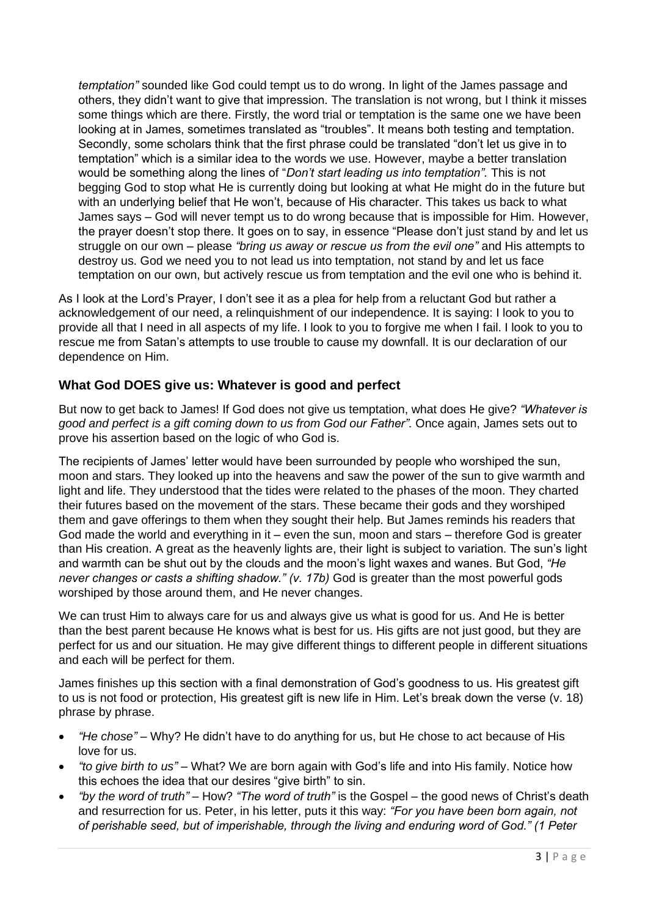*temptation"* sounded like God could tempt us to do wrong. In light of the James passage and others, they didn't want to give that impression. The translation is not wrong, but I think it misses some things which are there. Firstly, the word trial or temptation is the same one we have been looking at in James, sometimes translated as "troubles". It means both testing and temptation. Secondly, some scholars think that the first phrase could be translated "don't let us give in to temptation" which is a similar idea to the words we use. However, maybe a better translation would be something along the lines of "*Don't start leading us into temptation".* This is not begging God to stop what He is currently doing but looking at what He might do in the future but with an underlying belief that He won't, because of His character. This takes us back to what James says – God will never tempt us to do wrong because that is impossible for Him. However, the prayer doesn't stop there. It goes on to say, in essence "Please don't just stand by and let us struggle on our own – please *"bring us away or rescue us from the evil one"* and His attempts to destroy us. God we need you to not lead us into temptation, not stand by and let us face temptation on our own, but actively rescue us from temptation and the evil one who is behind it.

As I look at the Lord's Prayer, I don't see it as a plea for help from a reluctant God but rather a acknowledgement of our need, a relinquishment of our independence. It is saying: I look to you to provide all that I need in all aspects of my life. I look to you to forgive me when I fail. I look to you to rescue me from Satan's attempts to use trouble to cause my downfall. It is our declaration of our dependence on Him.

## What God DOES give us: Whatever is good and perfect

But now to get back to James! If God does not give us temptation, what does He give? *"Whatever is good and perfect is a gift coming down to us from God our Father".* Once again, James sets out to prove his assertion based on the logic of who God is.

The recipients of James' letter would have been surrounded by people who worshiped the sun, moon and stars. They looked up into the heavens and saw the power of the sun to give warmth and light and life. They understood that the tides were related to the phases of the moon. They charted their futures based on the movement of the stars. These became their gods and they worshiped them and gave offerings to them when they sought their help. But James reminds his readers that God made the world and everything in it – even the sun, moon and stars – therefore God is greater than His creation. A great as the heavenly lights are, their light is subject to variation. The sun's light and warmth can be shut out by the clouds and the moon's light waxes and wanes. But God, *"He never changes or casts a shifting shadow." (v. 17b)* God is greater than the most powerful gods worshiped by those around them, and He never changes.

We can trust Him to always care for us and always give us what is good for us. And He is better than the best parent because He knows what is best for us. His gifts are not just good, but they are perfect for us and our situation. He may give different things to different people in different situations and each will be perfect for them.

James finishes up this section with a final demonstration of God's goodness to us. His greatest gift to us is not food or protection, His greatest gift is new life in Him. Let's break down the verse (v. 18) phrase by phrase.

- *"He chose"* – Why? He didn't have to do anything for us, but He chose to act because of His love for us.
- *"to give birth to us"* – What? We are born again with God's life and into His family. Notice how this echoes the idea that our desires "give birth" to sin.
- *"by the word of truth"* – How? *"The word of truth"* is the Gospel – the good news of Christ's death and resurrection for us. Peter, in his letter, puts it this way: *"For you have been born again, not of perishable seed, but of imperishable, through the living and enduring word of God." (1 Peter*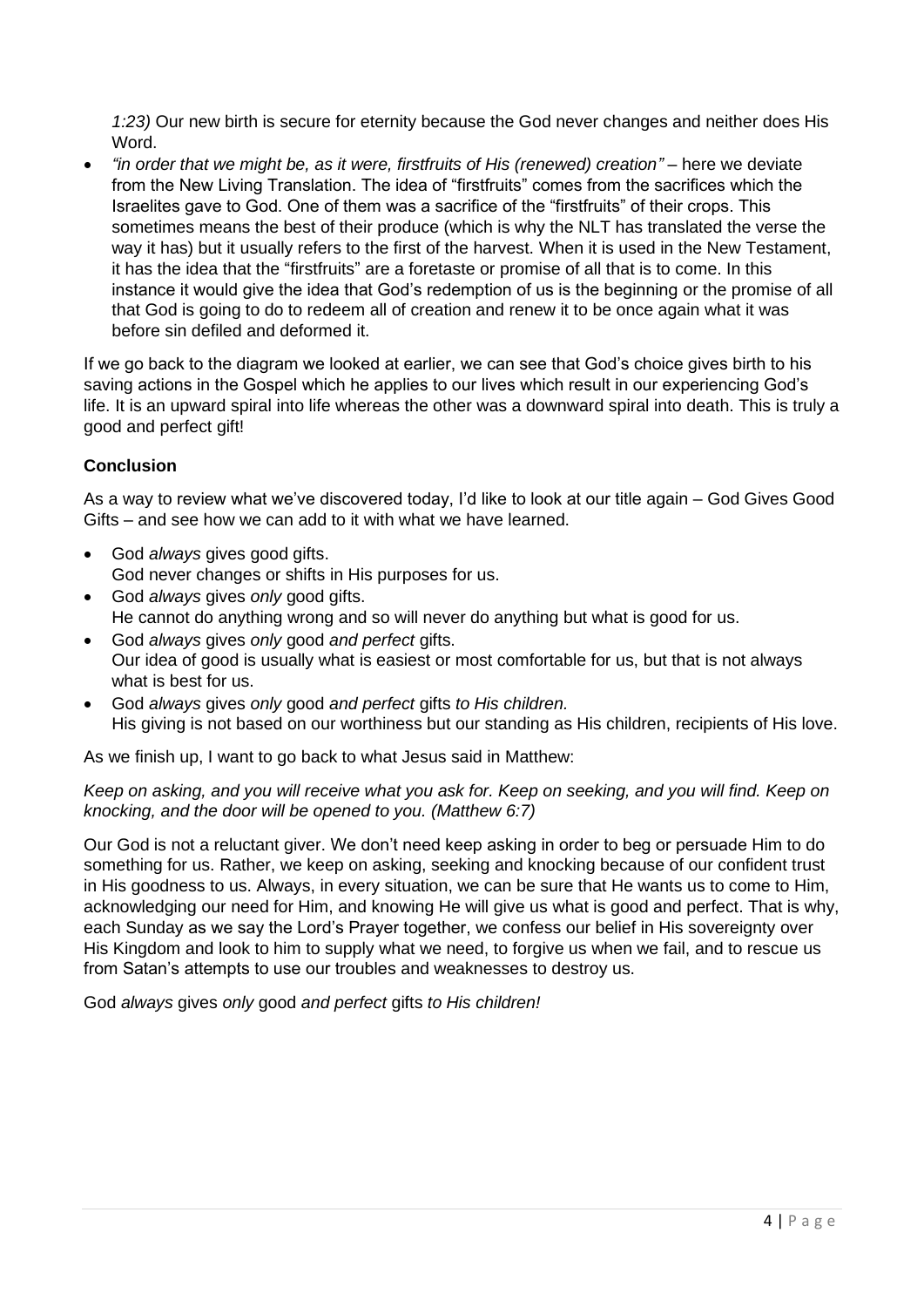*1:23)* Our new birth is secure for eternity because the God never changes and neither does His Word.

- *"in order that we might be, as it were, firstfruits of His (renewed) creation"* – here we deviate from the New Living Translation. The idea of "firstfruits" comes from the sacrifices which the Israelites gave to God. One of them was a sacrifice of the "firstfruits" of their crops. This sometimes means the best of their produce (which is why the NLT has translated the verse the way it has) but it usually refers to the first of the harvest. When it is used in the New Testament, it has the idea that the "firstfruits" are a foretaste or promise of all that is to come. In this instance it would give the idea that God's redemption of us is the beginning or the promise of all that God is going to do to redeem all of creation and renew it to be once again what it was before sin defiled and deformed it.

If we go back to the diagram we looked at earlier, we can see that God's choice gives birth to his saving actions in the Gospel which he applies to our lives which result in our experiencing God's life. It is an upward spiral into life whereas the other was a downward spiral into death. This is truly a good and perfect gift!

**Conclusion**

As a way to review what we've discovered today, I'd like to look at our title again – God Gives Good Gifts – and see how we can add to it with what we have learned.

- God *always* gives good gifts.
  God never changes or shifts in His purposes for us.
- God *always* gives *only* good gifts.
  He cannot do anything wrong and so will never do anything but what is good for us.
- God *always* gives *only* good *and perfect* gifts.
  Our idea of good is usually what is easiest or most comfortable for us, but that is not always what is best for us.
- God *always* gives *only* good *and perfect* gifts *to His children.*
  His giving is not based on our worthiness but our standing as His children, recipients of His love.

As we finish up, I want to go back to what Jesus said in Matthew:

*Keep on asking, and you will receive what you ask for. Keep on seeking, and you will find. Keep on knocking, and the door will be opened to you. (Matthew 6:7)*

Our God is not a reluctant giver. We don't need keep asking in order to beg or persuade Him to do something for us. Rather, we keep on asking, seeking and knocking because of our confident trust in His goodness to us. Always, in every situation, we can be sure that He wants us to come to Him, acknowledging our need for Him, and knowing He will give us what is good and perfect. That is why, each Sunday as we say the Lord's Prayer together, we confess our belief in His sovereignty over His Kingdom and look to him to supply what we need, to forgive us when we fail, and to rescue us from Satan's attempts to use our troubles and weaknesses to destroy us.

God *always* gives *only* good *and perfect* gifts *to His children!*